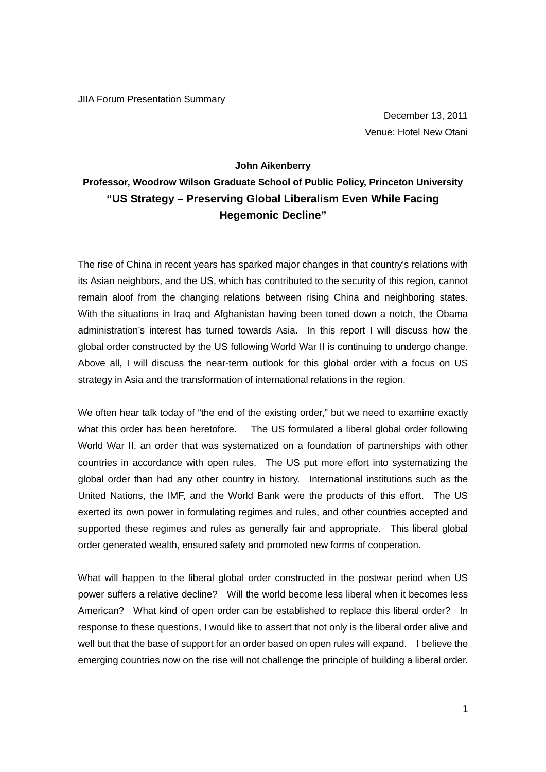JIIA Forum Presentation Summary

December 13, 2011
Venue: Hotel New Otani

**John Aikenberry**

**Professor, Woodrow Wilson Graduate School of Public Policy, Princeton University**

# "US Strategy – Preserving Global Liberalism Even While Facing Hegemonic Decline"

The rise of China in recent years has sparked major changes in that country's relations with its Asian neighbors, and the US, which has contributed to the security of this region, cannot remain aloof from the changing relations between rising China and neighboring states. With the situations in Iraq and Afghanistan having been toned down a notch, the Obama administration's interest has turned towards Asia. In this report I will discuss how the global order constructed by the US following World War II is continuing to undergo change. Above all, I will discuss the near-term outlook for this global order with a focus on US strategy in Asia and the transformation of international relations in the region.

We often hear talk today of "the end of the existing order," but we need to examine exactly what this order has been heretofore. The US formulated a liberal global order following World War II, an order that was systematized on a foundation of partnerships with other countries in accordance with open rules. The US put more effort into systematizing the global order than had any other country in history. International institutions such as the United Nations, the IMF, and the World Bank were the products of this effort. The US exerted its own power in formulating regimes and rules, and other countries accepted and supported these regimes and rules as generally fair and appropriate. This liberal global order generated wealth, ensured safety and promoted new forms of cooperation.

What will happen to the liberal global order constructed in the postwar period when US power suffers a relative decline? Will the world become less liberal when it becomes less American? What kind of open order can be established to replace this liberal order? In response to these questions, I would like to assert that not only is the liberal order alive and well but that the base of support for an order based on open rules will expand. I believe the emerging countries now on the rise will not challenge the principle of building a liberal order.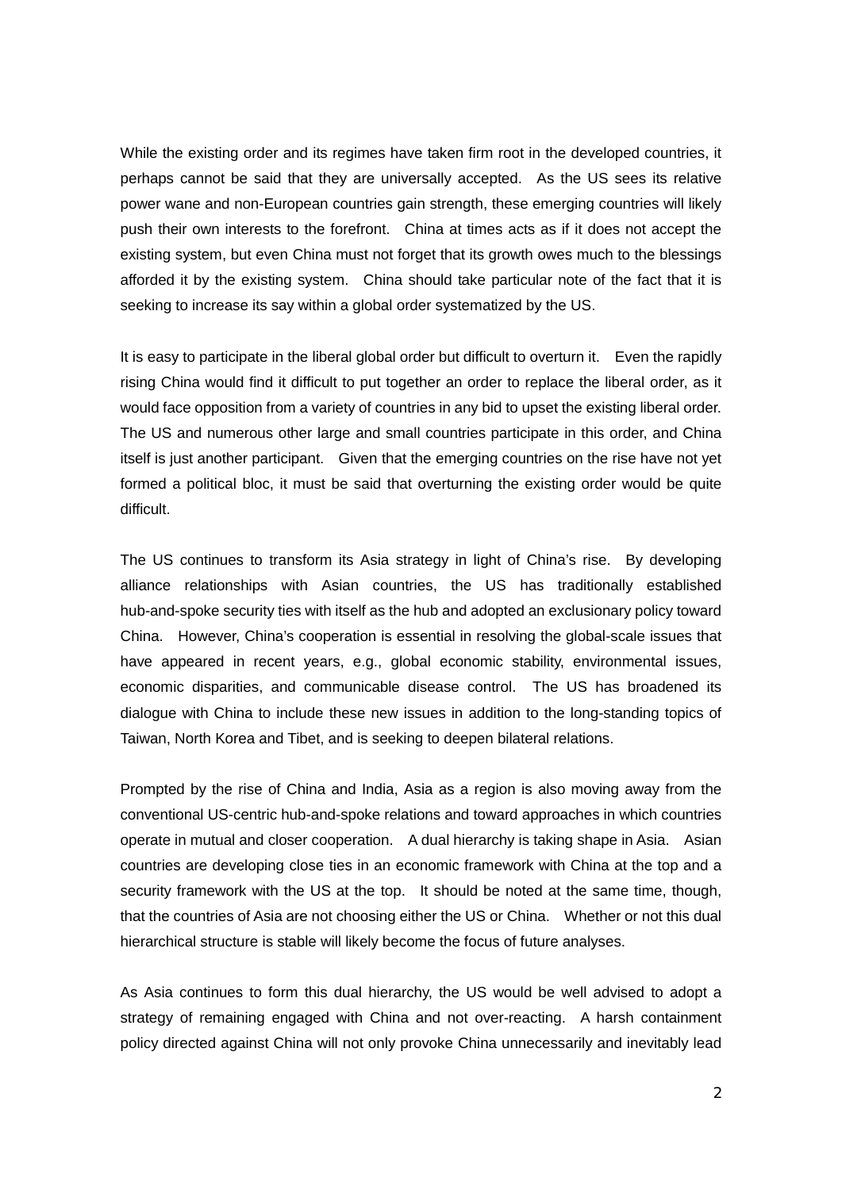While the existing order and its regimes have taken firm root in the developed countries, it perhaps cannot be said that they are universally accepted. As the US sees its relative power wane and non-European countries gain strength, these emerging countries will likely push their own interests to the forefront. China at times acts as if it does not accept the existing system, but even China must not forget that its growth owes much to the blessings afforded it by the existing system. China should take particular note of the fact that it is seeking to increase its say within a global order systematized by the US.

It is easy to participate in the liberal global order but difficult to overturn it. Even the rapidly rising China would find it difficult to put together an order to replace the liberal order, as it would face opposition from a variety of countries in any bid to upset the existing liberal order. The US and numerous other large and small countries participate in this order, and China itself is just another participant. Given that the emerging countries on the rise have not yet formed a political bloc, it must be said that overturning the existing order would be quite difficult.

The US continues to transform its Asia strategy in light of China's rise. By developing alliance relationships with Asian countries, the US has traditionally established hub-and-spoke security ties with itself as the hub and adopted an exclusionary policy toward China. However, China's cooperation is essential in resolving the global-scale issues that have appeared in recent years, e.g., global economic stability, environmental issues, economic disparities, and communicable disease control. The US has broadened its dialogue with China to include these new issues in addition to the long-standing topics of Taiwan, North Korea and Tibet, and is seeking to deepen bilateral relations.

Prompted by the rise of China and India, Asia as a region is also moving away from the conventional US-centric hub-and-spoke relations and toward approaches in which countries operate in mutual and closer cooperation. A dual hierarchy is taking shape in Asia. Asian countries are developing close ties in an economic framework with China at the top and a security framework with the US at the top. It should be noted at the same time, though, that the countries of Asia are not choosing either the US or China. Whether or not this dual hierarchical structure is stable will likely become the focus of future analyses.

As Asia continues to form this dual hierarchy, the US would be well advised to adopt a strategy of remaining engaged with China and not over-reacting. A harsh containment policy directed against China will not only provoke China unnecessarily and inevitably lead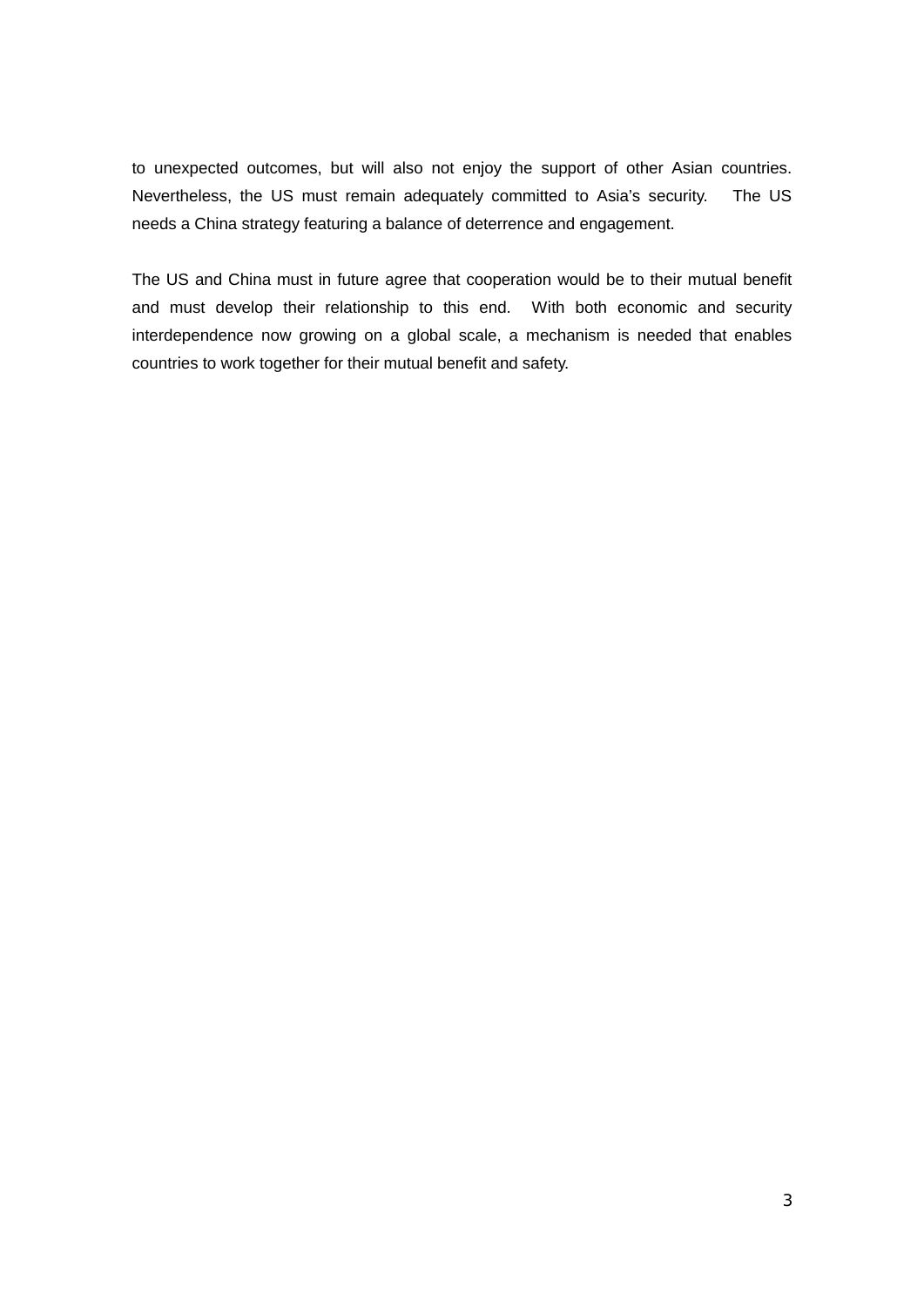to unexpected outcomes, but will also not enjoy the support of other Asian countries. Nevertheless, the US must remain adequately committed to Asia's security. The US needs a China strategy featuring a balance of deterrence and engagement.

The US and China must in future agree that cooperation would be to their mutual benefit and must develop their relationship to this end. With both economic and security interdependence now growing on a global scale, a mechanism is needed that enables countries to work together for their mutual benefit and safety.